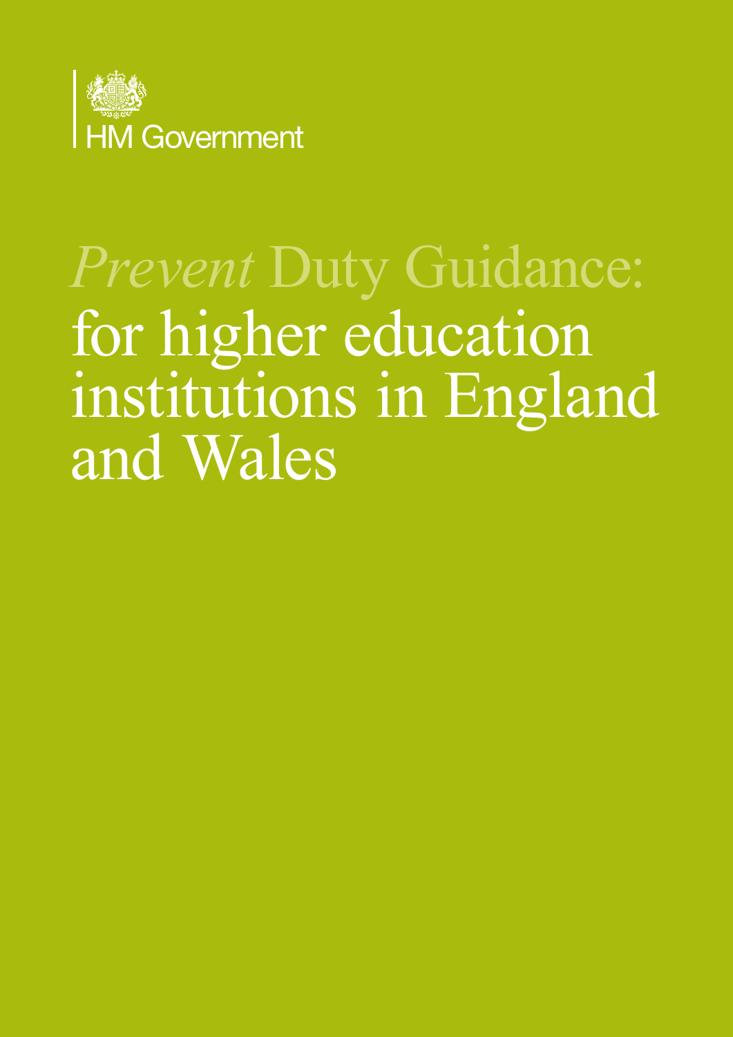HM Government

# *Prevent* Duty Guidance: for higher education institutions in England and Wales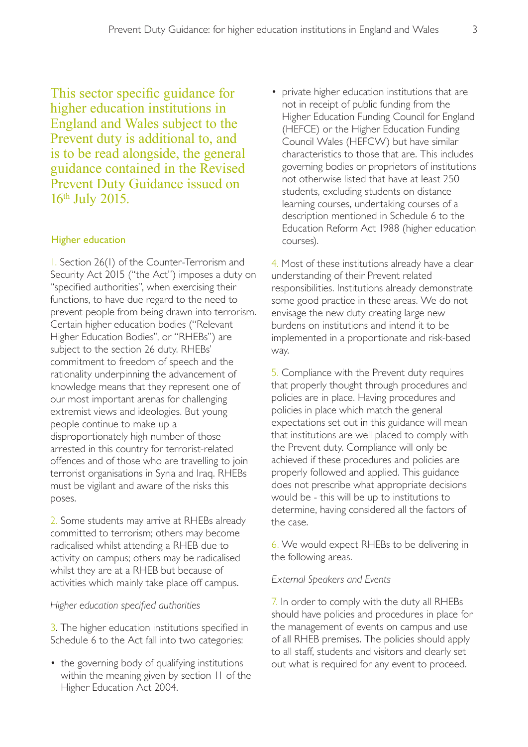This sector specific guidance for higher education institutions in England and Wales subject to the Prevent duty is additional to, and is to be read alongside, the general guidance contained in the Revised Prevent Duty Guidance issued on 16th July 2015.

## Higher education

1. Section 26(1) of the Counter-Terrorism and Security Act 2015 ("the Act") imposes a duty on "specified authorities", when exercising their functions, to have due regard to the need to prevent people from being drawn into terrorism. Certain higher education bodies ("Relevant Higher Education Bodies", or "RHEBs") are subject to the section 26 duty. RHEBs' commitment to freedom of speech and the rationality underpinning the advancement of knowledge means that they represent one of our most important arenas for challenging extremist views and ideologies. But young people continue to make up a disproportionately high number of those arrested in this country for terrorist-related offences and of those who are travelling to join terrorist organisations in Syria and Iraq. RHEBs must be vigilant and aware of the risks this poses.

2. Some students may arrive at RHEBs already committed to terrorism; others may become radicalised whilst attending a RHEB due to activity on campus; others may be radicalised whilst they are at a RHEB but because of activities which mainly take place off campus.

*Higher education specified authorities*

3. The higher education institutions specified in Schedule 6 to the Act fall into two categories:

- the governing body of qualifying institutions within the meaning given by section 11 of the Higher Education Act 2004.
- private higher education institutions that are not in receipt of public funding from the Higher Education Funding Council for England (HEFCE) or the Higher Education Funding Council Wales (HEFCW) but have similar characteristics to those that are. This includes governing bodies or proprietors of institutions not otherwise listed that have at least 250 students, excluding students on distance learning courses, undertaking courses of a description mentioned in Schedule 6 to the Education Reform Act 1988 (higher education courses).

4. Most of these institutions already have a clear understanding of their Prevent related responsibilities. Institutions already demonstrate some good practice in these areas. We do not envisage the new duty creating large new burdens on institutions and intend it to be implemented in a proportionate and risk-based way.

5. Compliance with the Prevent duty requires that properly thought through procedures and policies are in place. Having procedures and policies in place which match the general expectations set out in this guidance will mean that institutions are well placed to comply with the Prevent duty. Compliance will only be achieved if these procedures and policies are properly followed and applied. This guidance does not prescribe what appropriate decisions would be - this will be up to institutions to determine, having considered all the factors of the case.

6. We would expect RHEBs to be delivering in the following areas.

*External Speakers and Events*

7. In order to comply with the duty all RHEBs should have policies and procedures in place for the management of events on campus and use of all RHEB premises. The policies should apply to all staff, students and visitors and clearly set out what is required for any event to proceed.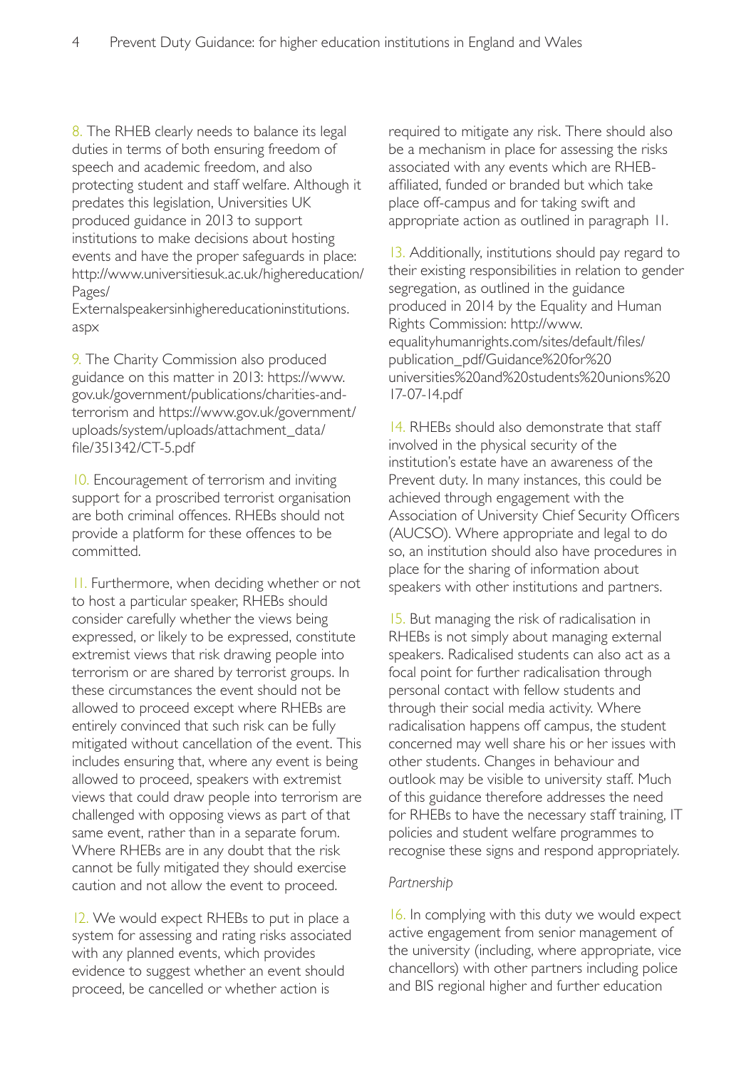8. The RHEB clearly needs to balance its legal duties in terms of both ensuring freedom of speech and academic freedom, and also protecting student and staff welfare. Although it predates this legislation, Universities UK produced guidance in 2013 to support institutions to make decisions about hosting events and have the proper safeguards in place: http://www.universitiesuk.ac.uk/highereducation/Pages/Externalspeakersinhighereducationinstitutions.aspx

9. The Charity Commission also produced guidance on this matter in 2013: https://www.gov.uk/government/publications/charities-and-terrorism and https://www.gov.uk/government/uploads/system/uploads/attachment_data/file/351342/CT-5.pdf

10. Encouragement of terrorism and inviting support for a proscribed terrorist organisation are both criminal offences. RHEBs should not provide a platform for these offences to be committed.

11. Furthermore, when deciding whether or not to host a particular speaker, RHEBs should consider carefully whether the views being expressed, or likely to be expressed, constitute extremist views that risk drawing people into terrorism or are shared by terrorist groups. In these circumstances the event should not be allowed to proceed except where RHEBs are entirely convinced that such risk can be fully mitigated without cancellation of the event. This includes ensuring that, where any event is being allowed to proceed, speakers with extremist views that could draw people into terrorism are challenged with opposing views as part of that same event, rather than in a separate forum. Where RHEBs are in any doubt that the risk cannot be fully mitigated they should exercise caution and not allow the event to proceed.

12. We would expect RHEBs to put in place a system for assessing and rating risks associated with any planned events, which provides evidence to suggest whether an event should proceed, be cancelled or whether action is required to mitigate any risk. There should also be a mechanism in place for assessing the risks associated with any events which are RHEB-affiliated, funded or branded but which take place off-campus and for taking swift and appropriate action as outlined in paragraph 11.

13. Additionally, institutions should pay regard to their existing responsibilities in relation to gender segregation, as outlined in the guidance produced in 2014 by the Equality and Human Rights Commission: http://www.equalityhumanrights.com/sites/default/files/publication_pdf/Guidance%20for%20universities%20and%20students%20unions%2017-07-14.pdf

14. RHEBs should also demonstrate that staff involved in the physical security of the institution's estate have an awareness of the Prevent duty. In many instances, this could be achieved through engagement with the Association of University Chief Security Officers (AUCSO). Where appropriate and legal to do so, an institution should also have procedures in place for the sharing of information about speakers with other institutions and partners.

15. But managing the risk of radicalisation in RHEBs is not simply about managing external speakers. Radicalised students can also act as a focal point for further radicalisation through personal contact with fellow students and through their social media activity. Where radicalisation happens off campus, the student concerned may well share his or her issues with other students. Changes in behaviour and outlook may be visible to university staff. Much of this guidance therefore addresses the need for RHEBs to have the necessary staff training, IT policies and student welfare programmes to recognise these signs and respond appropriately.

*Partnership*

16. In complying with this duty we would expect active engagement from senior management of the university (including, where appropriate, vice chancellors) with other partners including police and BIS regional higher and further education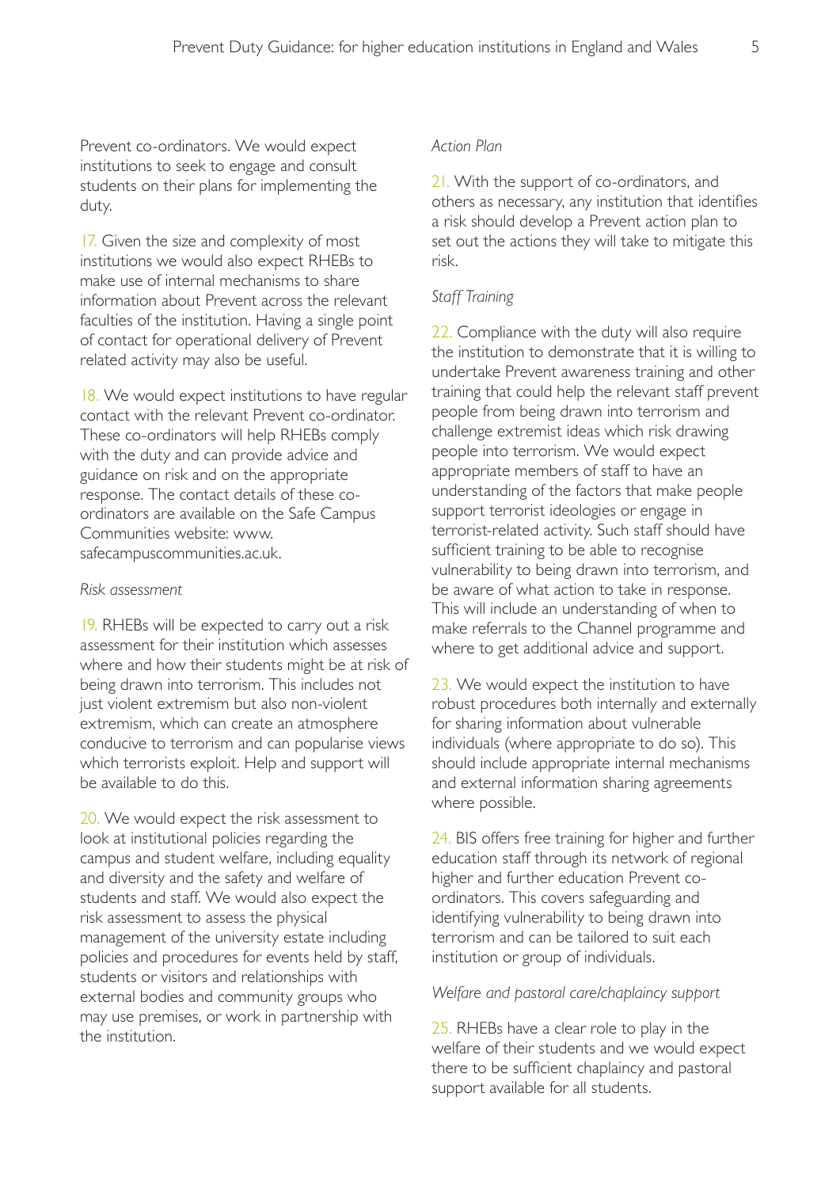Prevent co-ordinators. We would expect institutions to seek to engage and consult students on their plans for implementing the duty.

17. Given the size and complexity of most institutions we would also expect RHEBs to make use of internal mechanisms to share information about Prevent across the relevant faculties of the institution. Having a single point of contact for operational delivery of Prevent related activity may also be useful.

18. We would expect institutions to have regular contact with the relevant Prevent co-ordinator. These co-ordinators will help RHEBs comply with the duty and can provide advice and guidance on risk and on the appropriate response. The contact details of these co-ordinators are available on the Safe Campus Communities website: www.safecampuscommunities.ac.uk.

*Risk assessment*

19. RHEBs will be expected to carry out a risk assessment for their institution which assesses where and how their students might be at risk of being drawn into terrorism. This includes not just violent extremism but also non-violent extremism, which can create an atmosphere conducive to terrorism and can popularise views which terrorists exploit. Help and support will be available to do this.

20. We would expect the risk assessment to look at institutional policies regarding the campus and student welfare, including equality and diversity and the safety and welfare of students and staff. We would also expect the risk assessment to assess the physical management of the university estate including policies and procedures for events held by staff, students or visitors and relationships with external bodies and community groups who may use premises, or work in partnership with the institution.

*Action Plan*

21. With the support of co-ordinators, and others as necessary, any institution that identifies a risk should develop a Prevent action plan to set out the actions they will take to mitigate this risk.

*Staff Training*

22. Compliance with the duty will also require the institution to demonstrate that it is willing to undertake Prevent awareness training and other training that could help the relevant staff prevent people from being drawn into terrorism and challenge extremist ideas which risk drawing people into terrorism. We would expect appropriate members of staff to have an understanding of the factors that make people support terrorist ideologies or engage in terrorist-related activity. Such staff should have sufficient training to be able to recognise vulnerability to being drawn into terrorism, and be aware of what action to take in response. This will include an understanding of when to make referrals to the Channel programme and where to get additional advice and support.

23. We would expect the institution to have robust procedures both internally and externally for sharing information about vulnerable individuals (where appropriate to do so). This should include appropriate internal mechanisms and external information sharing agreements where possible.

24. BIS offers free training for higher and further education staff through its network of regional higher and further education Prevent co-ordinators. This covers safeguarding and identifying vulnerability to being drawn into terrorism and can be tailored to suit each institution or group of individuals.

*Welfare and pastoral care/chaplaincy support*

25. RHEBs have a clear role to play in the welfare of their students and we would expect there to be sufficient chaplaincy and pastoral support available for all students.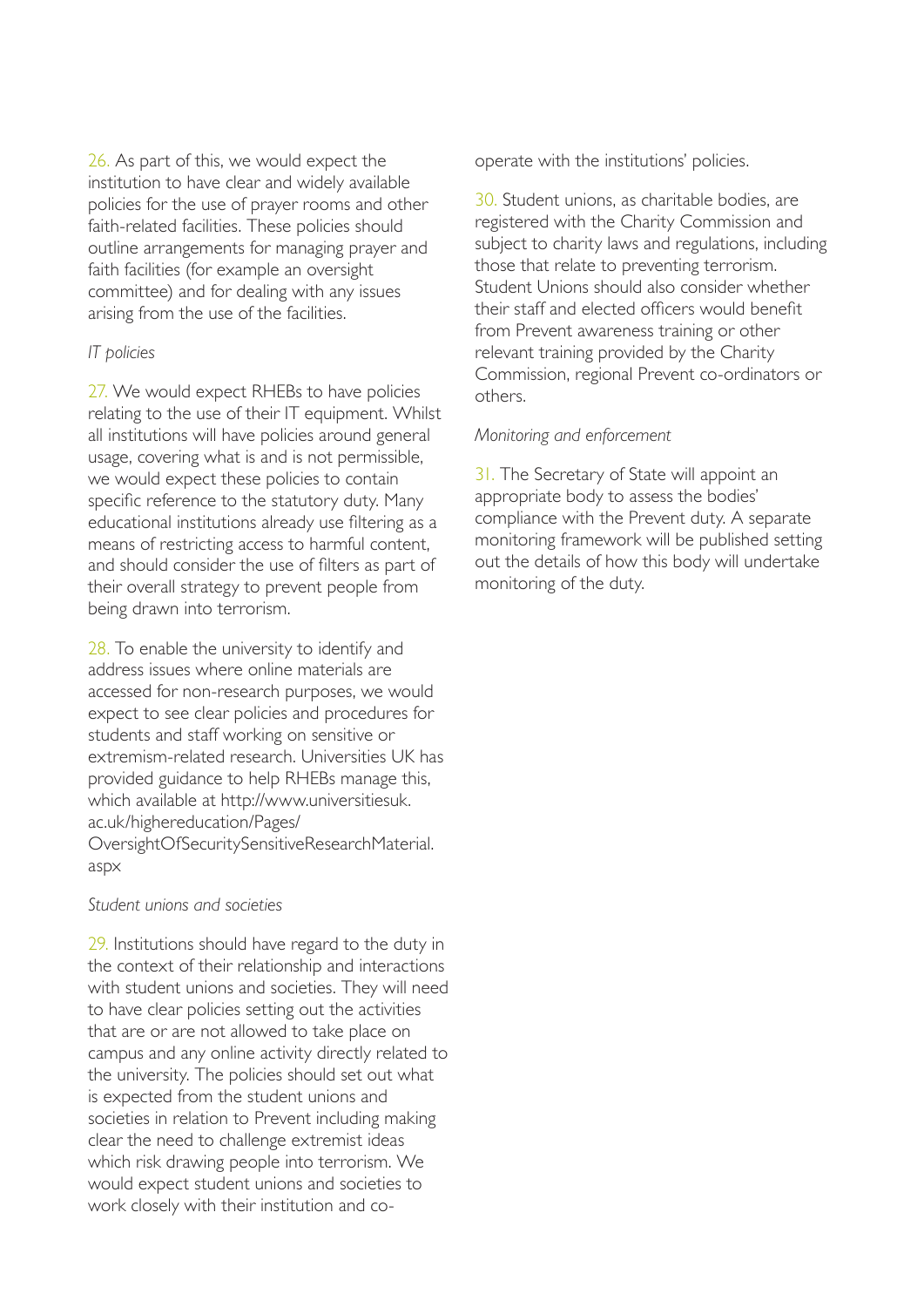26. As part of this, we would expect the institution to have clear and widely available policies for the use of prayer rooms and other faith-related facilities. These policies should outline arrangements for managing prayer and faith facilities (for example an oversight committee) and for dealing with any issues arising from the use of the facilities.

*IT policies*

27. We would expect RHEBs to have policies relating to the use of their IT equipment. Whilst all institutions will have policies around general usage, covering what is and is not permissible, we would expect these policies to contain specific reference to the statutory duty. Many educational institutions already use filtering as a means of restricting access to harmful content, and should consider the use of filters as part of their overall strategy to prevent people from being drawn into terrorism.

28. To enable the university to identify and address issues where online materials are accessed for non-research purposes, we would expect to see clear policies and procedures for students and staff working on sensitive or extremism-related research. Universities UK has provided guidance to help RHEBs manage this, which available at http://www.universitiesuk.ac.uk/highereducation/Pages/OversightOfSecuritySensitiveResearchMaterial.aspx

*Student unions and societies*

29. Institutions should have regard to the duty in the context of their relationship and interactions with student unions and societies. They will need to have clear policies setting out the activities that are or are not allowed to take place on campus and any online activity directly related to the university. The policies should set out what is expected from the student unions and societies in relation to Prevent including making clear the need to challenge extremist ideas which risk drawing people into terrorism. We would expect student unions and societies to work closely with their institution and co-operate with the institutions' policies.

30. Student unions, as charitable bodies, are registered with the Charity Commission and subject to charity laws and regulations, including those that relate to preventing terrorism. Student Unions should also consider whether their staff and elected officers would benefit from Prevent awareness training or other relevant training provided by the Charity Commission, regional Prevent co-ordinators or others.

*Monitoring and enforcement*

31. The Secretary of State will appoint an appropriate body to assess the bodies' compliance with the Prevent duty. A separate monitoring framework will be published setting out the details of how this body will undertake monitoring of the duty.